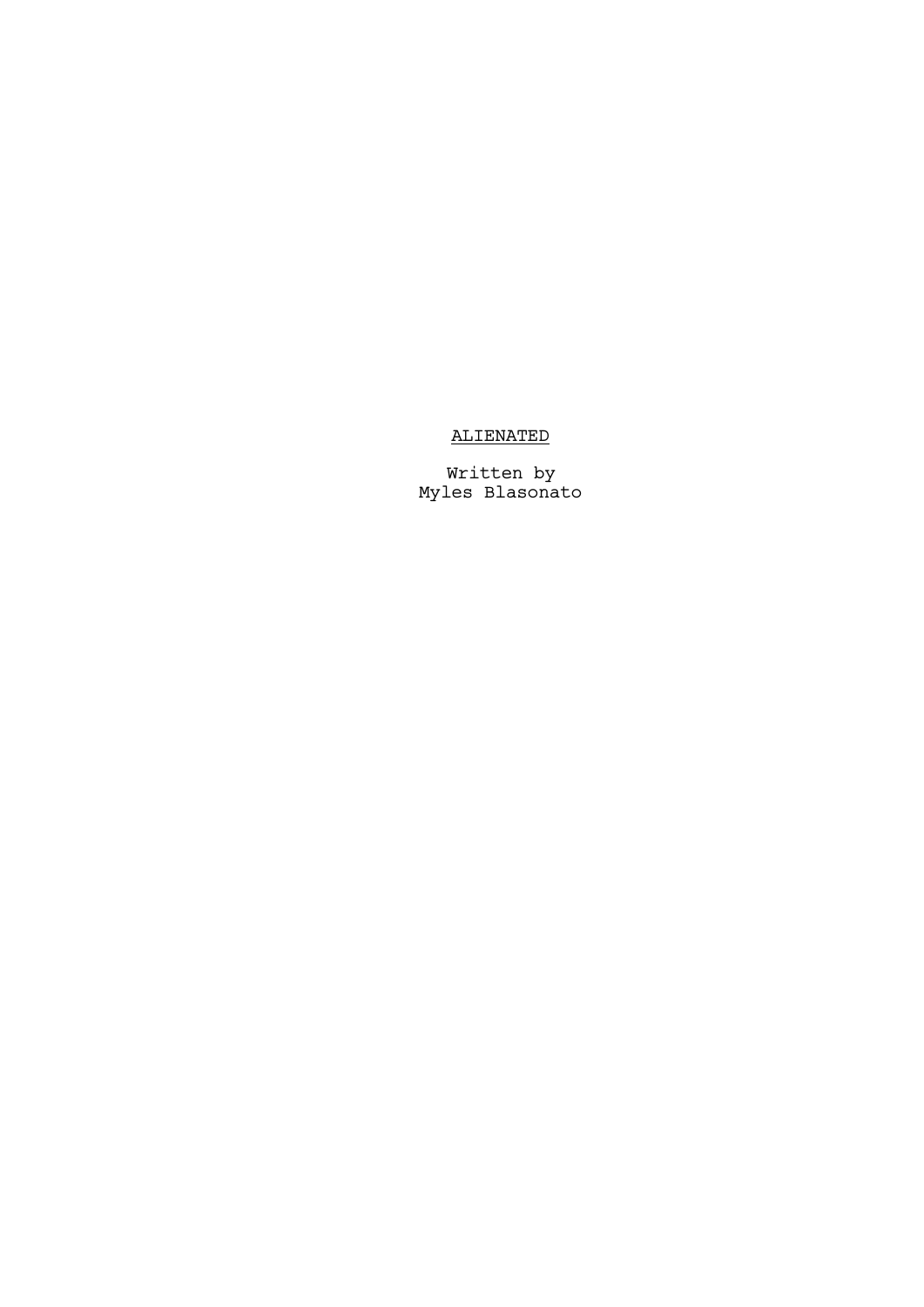# <u>ALIENATED</u>

Written by
Myles Blasonato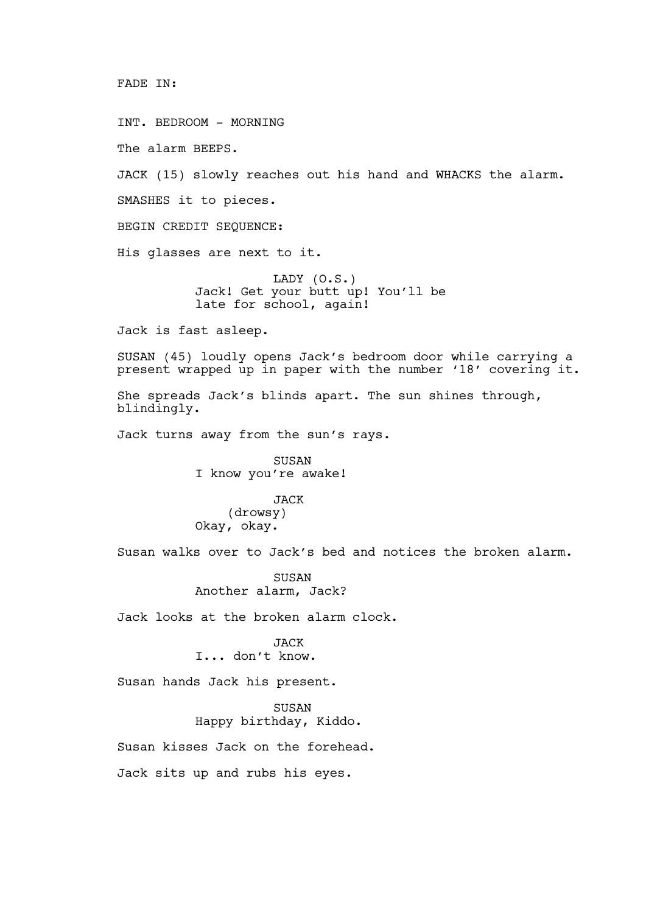FADE IN:

INT. BEDROOM - MORNING

The alarm BEEPS.

JACK (15) slowly reaches out his hand and WHACKS the alarm.

SMASHES it to pieces.

BEGIN CREDIT SEQUENCE:

His glasses are next to it.

LADY (O.S.)
Jack! Get your butt up! You'll be late for school, again!

Jack is fast asleep.

SUSAN (45) loudly opens Jack's bedroom door while carrying a present wrapped up in paper with the number '18' covering it.

She spreads Jack's blinds apart. The sun shines through, blindingly.

Jack turns away from the sun's rays.

SUSAN
I know you're awake!

JACK
(drowsy)
Okay, okay.

Susan walks over to Jack's bed and notices the broken alarm.

SUSAN
Another alarm, Jack?

Jack looks at the broken alarm clock.

JACK
I... don't know.

Susan hands Jack his present.

SUSAN
Happy birthday, Kiddo.

Susan kisses Jack on the forehead.

Jack sits up and rubs his eyes.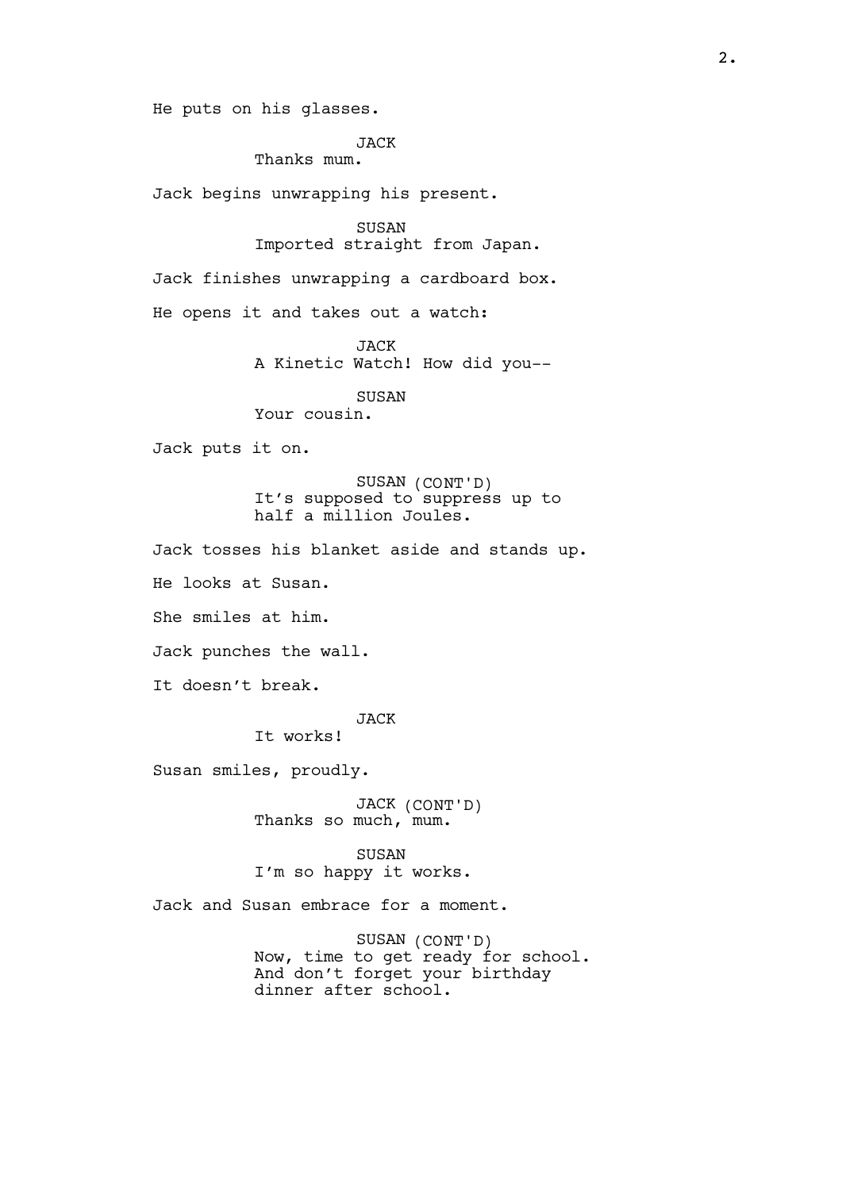He puts on his glasses.

JACK
Thanks mum.

Jack begins unwrapping his present.

SUSAN
Imported straight from Japan.

Jack finishes unwrapping a cardboard box.

He opens it and takes out a watch:

JACK
A Kinetic Watch! How did you--

SUSAN
Your cousin.

Jack puts it on.

SUSAN (CONT'D)
It's supposed to suppress up to half a million Joules.

Jack tosses his blanket aside and stands up.

He looks at Susan.

She smiles at him.

Jack punches the wall.

It doesn't break.

JACK
It works!

Susan smiles, proudly.

JACK (CONT'D)
Thanks so much, mum.

SUSAN
I'm so happy it works.

Jack and Susan embrace for a moment.

SUSAN (CONT'D)
Now, time to get ready for school. And don't forget your birthday dinner after school.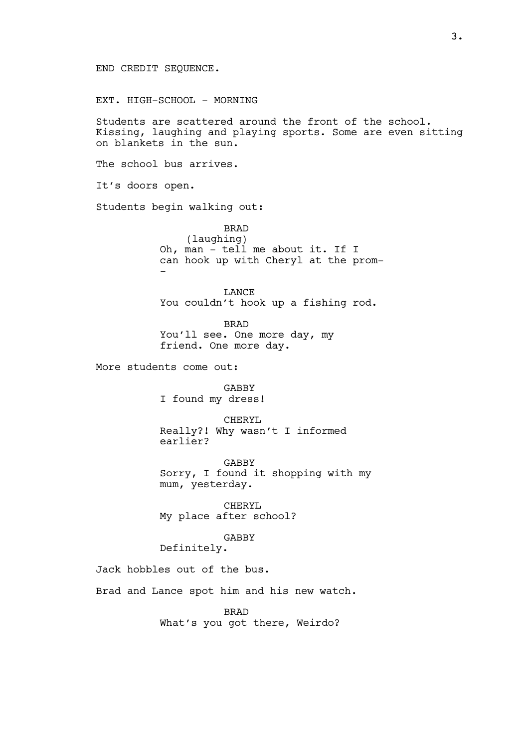END CREDIT SEQUENCE.

EXT. HIGH-SCHOOL - MORNING

Students are scattered around the front of the school. Kissing, laughing and playing sports. Some are even sitting on blankets in the sun.

The school bus arrives.

It's doors open.

Students begin walking out:

BRAD
(laughing)
Oh, man - tell me about it. If I can hook up with Cheryl at the prom--

LANCE
You couldn't hook up a fishing rod.

BRAD
You'll see. One more day, my friend. One more day.

More students come out:

GABBY
I found my dress!

CHERYL
Really?! Why wasn't I informed earlier?

GABBY
Sorry, I found it shopping with my mum, yesterday.

CHERYL
My place after school?

GABBY
Definitely.

Jack hobbles out of the bus.

Brad and Lance spot him and his new watch.

BRAD
What's you got there, Weirdo?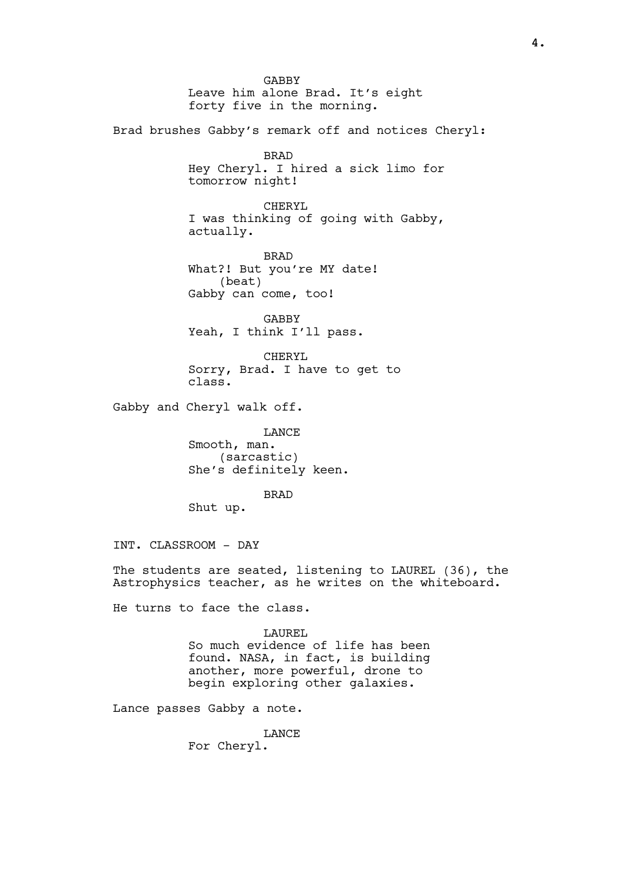GABBY
Leave him alone Brad. It's eight forty five in the morning.

Brad brushes Gabby's remark off and notices Cheryl:

BRAD
Hey Cheryl. I hired a sick limo for tomorrow night!

CHERYL
I was thinking of going with Gabby, actually.

BRAD
What?! But you're MY date!
(beat)
Gabby can come, too!

GABBY
Yeah, I think I'll pass.

CHERYL
Sorry, Brad. I have to get to class.

Gabby and Cheryl walk off.

LANCE
Smooth, man.
(sarcastic)
She's definitely keen.

BRAD
Shut up.

INT. CLASSROOM - DAY

The students are seated, listening to LAUREL (36), the Astrophysics teacher, as he writes on the whiteboard.

He turns to face the class.

LAUREL
So much evidence of life has been found. NASA, in fact, is building another, more powerful, drone to begin exploring other galaxies.

Lance passes Gabby a note.

LANCE
For Cheryl.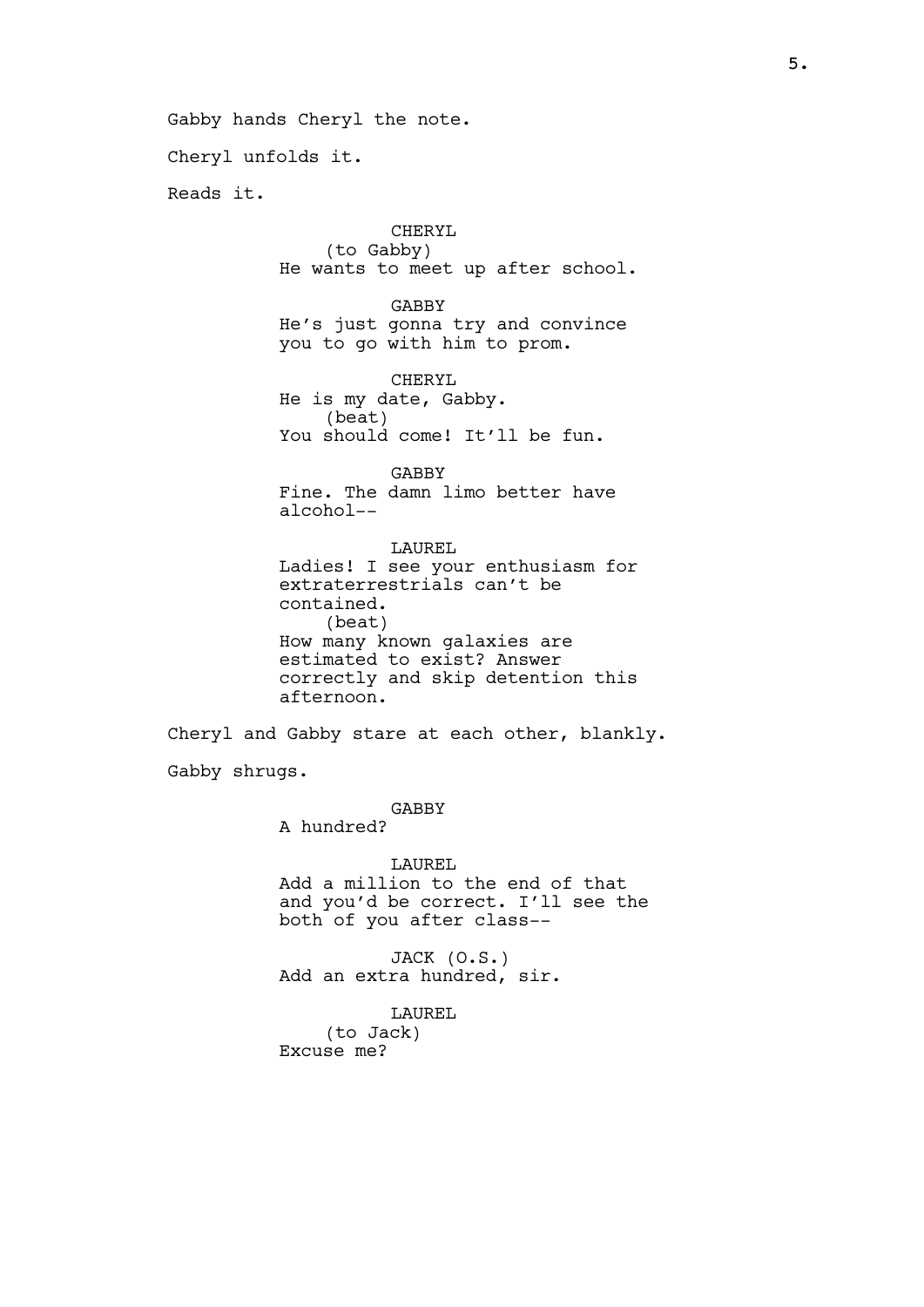Gabby hands Cheryl the note.

Cheryl unfolds it.

Reads it.

CHERYL
(to Gabby)
He wants to meet up after school.

GABBY
He's just gonna try and convince you to go with him to prom.

CHERYL
He is my date, Gabby.
(beat)
You should come! It'll be fun.

GABBY
Fine. The damn limo better have alcohol--

LAUREL
Ladies! I see your enthusiasm for extraterrestrials can't be contained.
(beat)
How many known galaxies are estimated to exist? Answer correctly and skip detention this afternoon.

Cheryl and Gabby stare at each other, blankly.

Gabby shrugs.

GABBY
A hundred?

LAUREL
Add a million to the end of that and you'd be correct. I'll see the both of you after class--

JACK (O.S.)
Add an extra hundred, sir.

LAUREL
(to Jack)
Excuse me?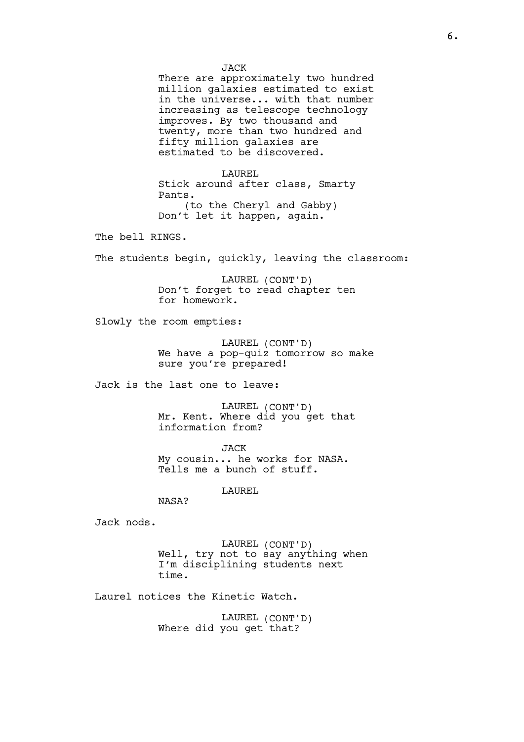JACK
There are approximately two hundred million galaxies estimated to exist in the universe... with that number increasing as telescope technology improves. By two thousand and twenty, more than two hundred and fifty million galaxies are estimated to be discovered.

LAUREL
Stick around after class, Smarty Pants.
(to the Cheryl and Gabby)
Don't let it happen, again.

The bell RINGS.

The students begin, quickly, leaving the classroom:

LAUREL (CONT'D)
Don't forget to read chapter ten for homework.

Slowly the room empties:

LAUREL (CONT'D)
We have a pop-quiz tomorrow so make sure you're prepared!

Jack is the last one to leave:

LAUREL (CONT'D)
Mr. Kent. Where did you get that information from?

JACK
My cousin... he works for NASA. Tells me a bunch of stuff.

LAUREL
NASA?

Jack nods.

LAUREL (CONT'D)
Well, try not to say anything when I'm disciplining students next time.

Laurel notices the Kinetic Watch.

LAUREL (CONT'D)
Where did you get that?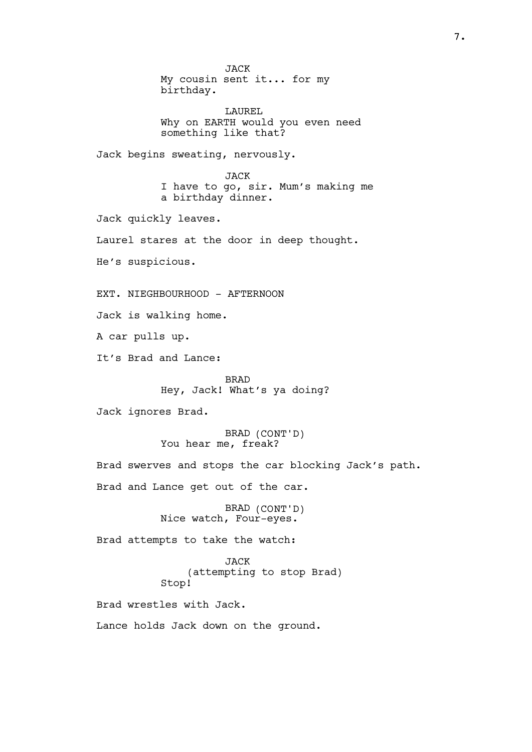JACK
My cousin sent it... for my birthday.

LAUREL
Why on EARTH would you even need something like that?

Jack begins sweating, nervously.

JACK
I have to go, sir. Mum's making me a birthday dinner.

Jack quickly leaves.

Laurel stares at the door in deep thought.

He's suspicious.

EXT. NIEGHBOURHOOD - AFTERNOON

Jack is walking home.

A car pulls up.

It's Brad and Lance:

BRAD
Hey, Jack! What's ya doing?

Jack ignores Brad.

BRAD (CONT'D)
You hear me, freak?

Brad swerves and stops the car blocking Jack's path.

Brad and Lance get out of the car.

BRAD (CONT'D)
Nice watch, Four-eyes.

Brad attempts to take the watch:

JACK
(attempting to stop Brad)
Stop!

Brad wrestles with Jack.

Lance holds Jack down on the ground.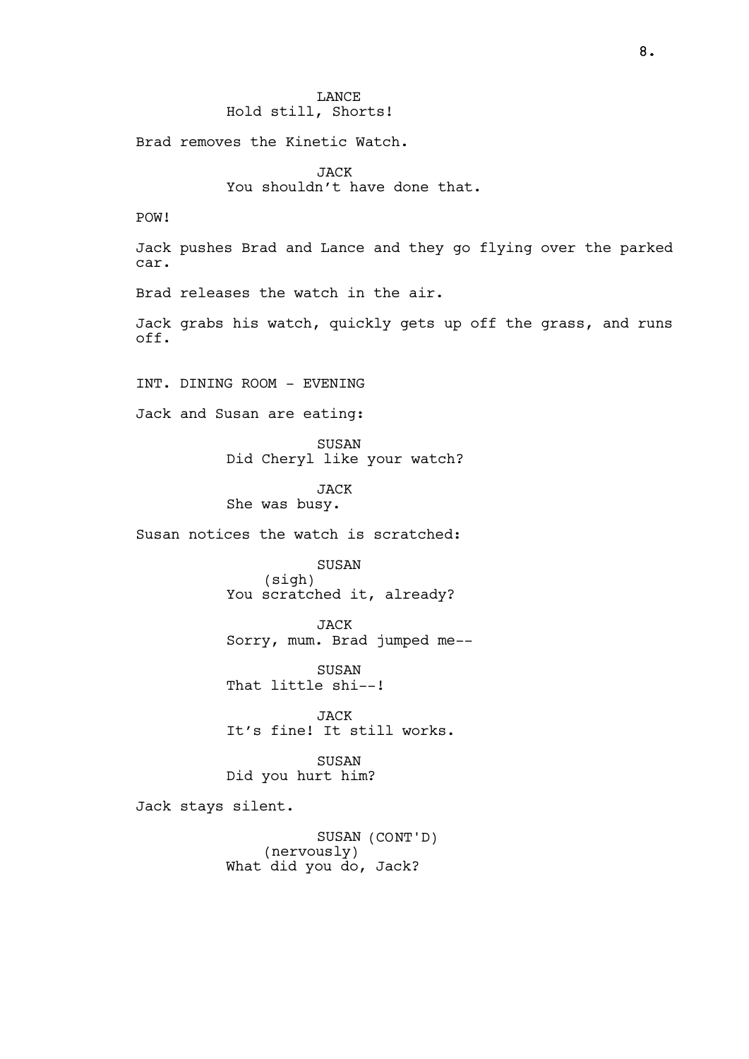LANCE

Hold still, Shorts!

Brad removes the Kinetic Watch.

JACK

You shouldn't have done that.

POW!

Jack pushes Brad and Lance and they go flying over the parked car.

Brad releases the watch in the air.

Jack grabs his watch, quickly gets up off the grass, and runs off.

INT. DINING ROOM - EVENING

Jack and Susan are eating:

SUSAN

Did Cheryl like your watch?

JACK

She was busy.

Susan notices the watch is scratched:

SUSAN

(sigh)

You scratched it, already?

JACK

Sorry, mum. Brad jumped me--

SUSAN

That little shi--!

JACK

It's fine! It still works.

SUSAN

Did you hurt him?

Jack stays silent.

SUSAN (CONT'D)

(nervously)

What did you do, Jack?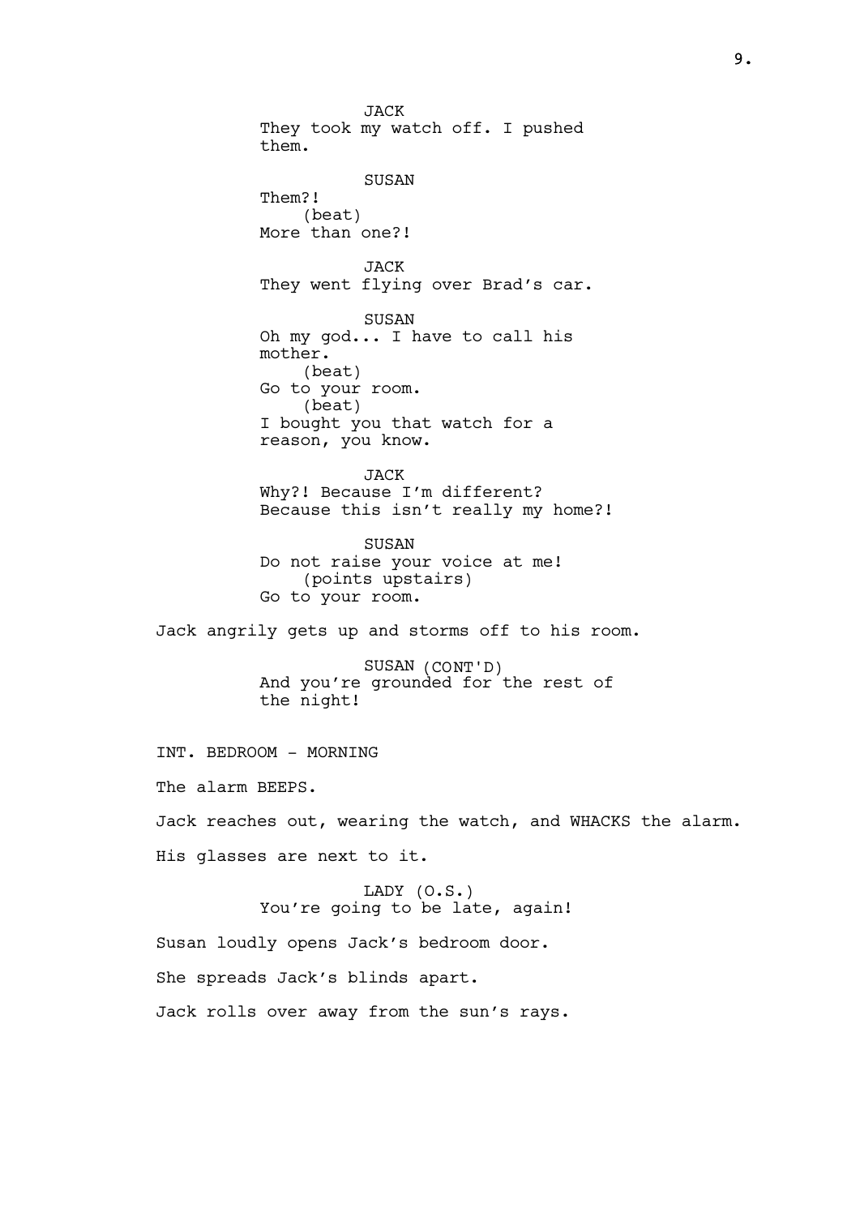JACK
They took my watch off. I pushed them.

SUSAN
Them?!
(beat)
More than one?!

JACK
They went flying over Brad's car.

SUSAN
Oh my god... I have to call his mother.
(beat)
Go to your room.
(beat)
I bought you that watch for a reason, you know.

JACK
Why?! Because I'm different? Because this isn't really my home?!

SUSAN
Do not raise your voice at me!
(points upstairs)
Go to your room.

Jack angrily gets up and storms off to his room.

SUSAN (CONT'D)
And you're grounded for the rest of the night!

INT. BEDROOM - MORNING

The alarm BEEPS.

Jack reaches out, wearing the watch, and WHACKS the alarm.

His glasses are next to it.

LADY (O.S.)
You're going to be late, again!

Susan loudly opens Jack's bedroom door.

She spreads Jack's blinds apart.

Jack rolls over away from the sun's rays.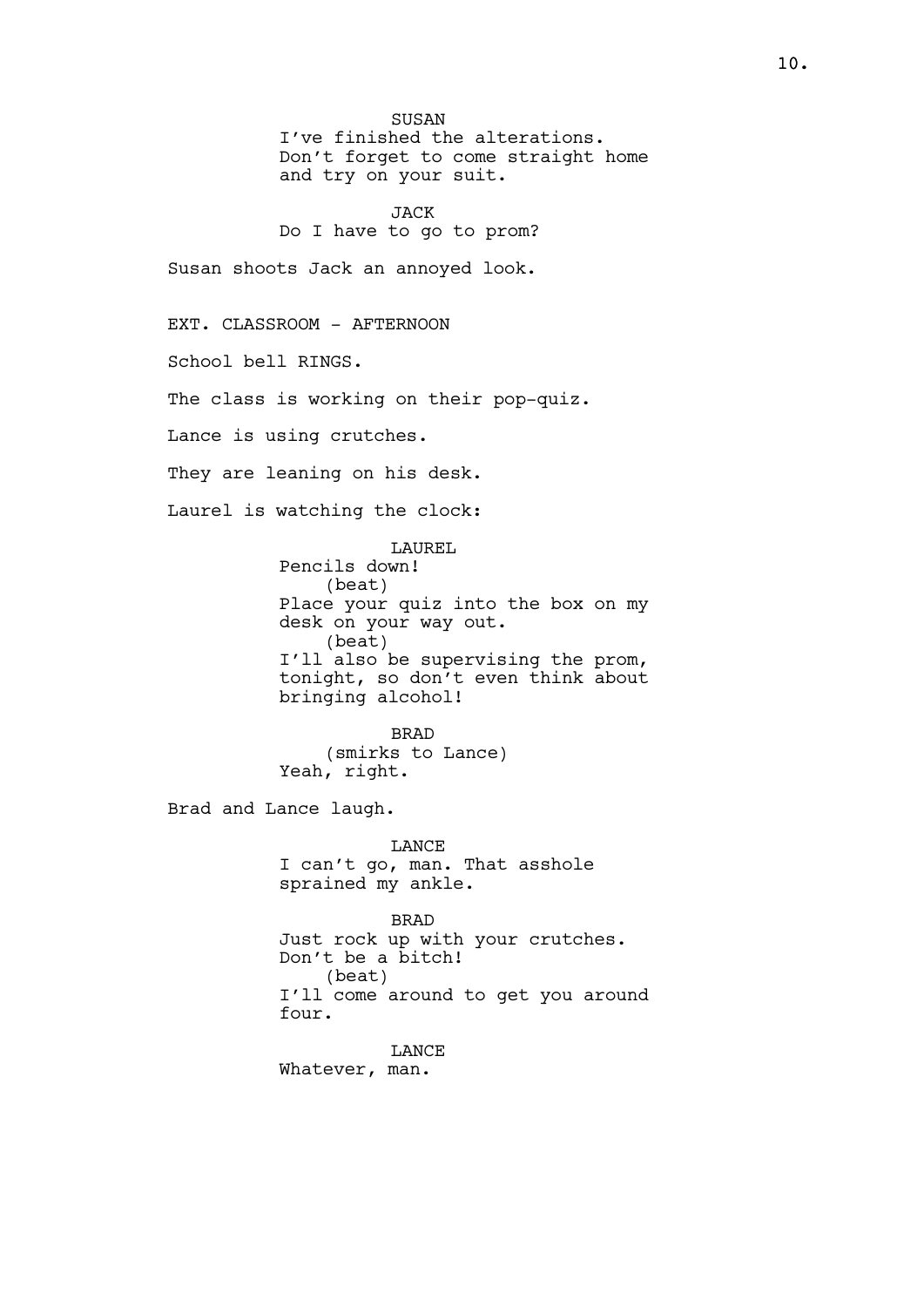SUSAN
I've finished the alterations. Don't forget to come straight home and try on your suit.

JACK
Do I have to go to prom?

Susan shoots Jack an annoyed look.

EXT. CLASSROOM - AFTERNOON

School bell RINGS.

The class is working on their pop-quiz.

Lance is using crutches.

They are leaning on his desk.

Laurel is watching the clock:

LAUREL
Pencils down!
(beat)
Place your quiz into the box on my desk on your way out.
(beat)
I'll also be supervising the prom, tonight, so don't even think about bringing alcohol!

BRAD
(smirks to Lance)
Yeah, right.

Brad and Lance laugh.

LANCE
I can't go, man. That asshole sprained my ankle.

BRAD
Just rock up with your crutches. Don't be a bitch!
(beat)
I'll come around to get you around four.

LANCE
Whatever, man.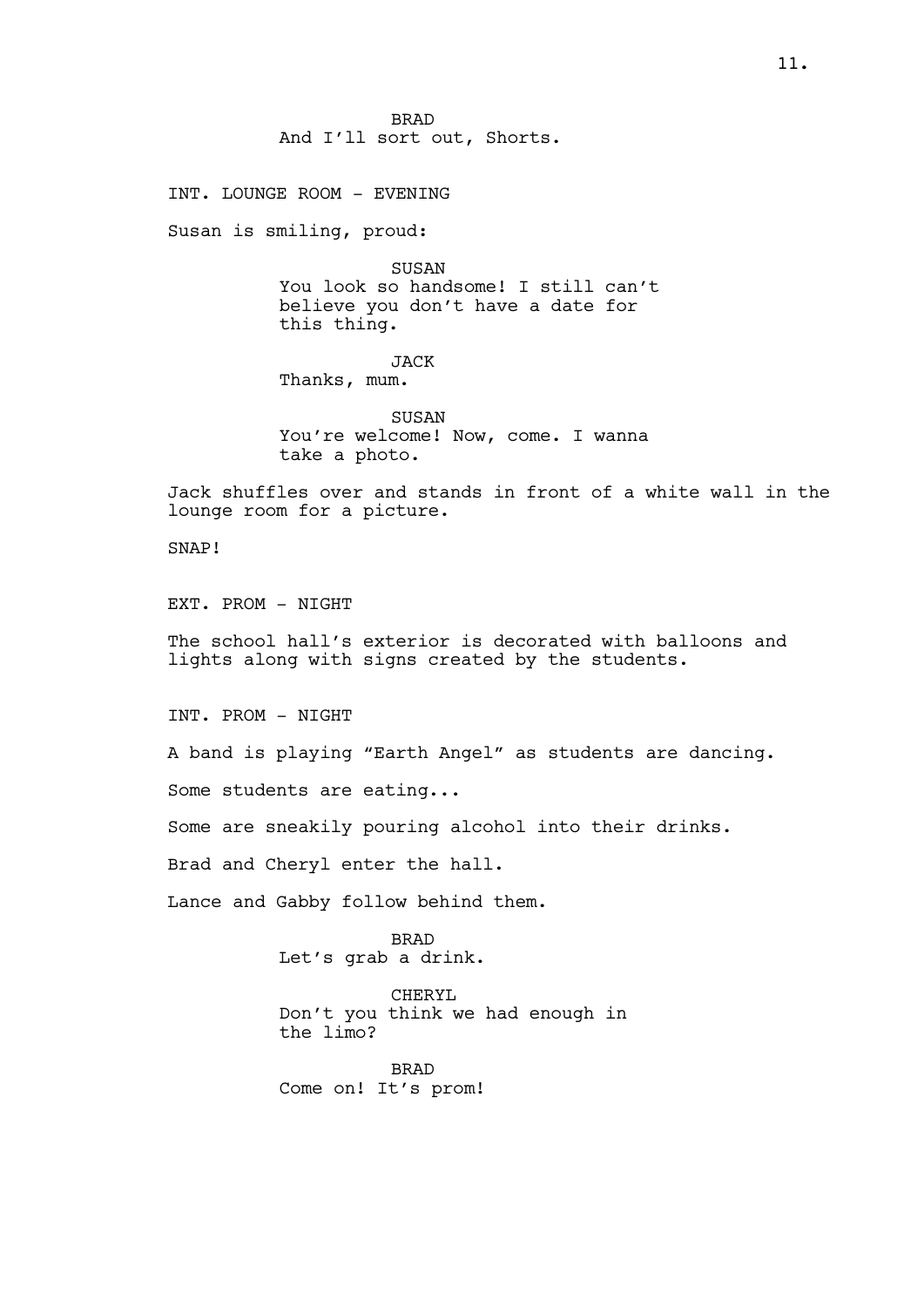BRAD
And I'll sort out, Shorts.

INT. LOUNGE ROOM - EVENING

Susan is smiling, proud:

SUSAN
You look so handsome! I still can't believe you don't have a date for this thing.

JACK
Thanks, mum.

SUSAN
You're welcome! Now, come. I wanna take a photo.

Jack shuffles over and stands in front of a white wall in the lounge room for a picture.

SNAP!

EXT. PROM - NIGHT

The school hall's exterior is decorated with balloons and lights along with signs created by the students.

INT. PROM - NIGHT

A band is playing "Earth Angel" as students are dancing.

Some students are eating...

Some are sneakily pouring alcohol into their drinks.

Brad and Cheryl enter the hall.

Lance and Gabby follow behind them.

BRAD
Let's grab a drink.

CHERYL
Don't you think we had enough in the limo?

BRAD
Come on! It's prom!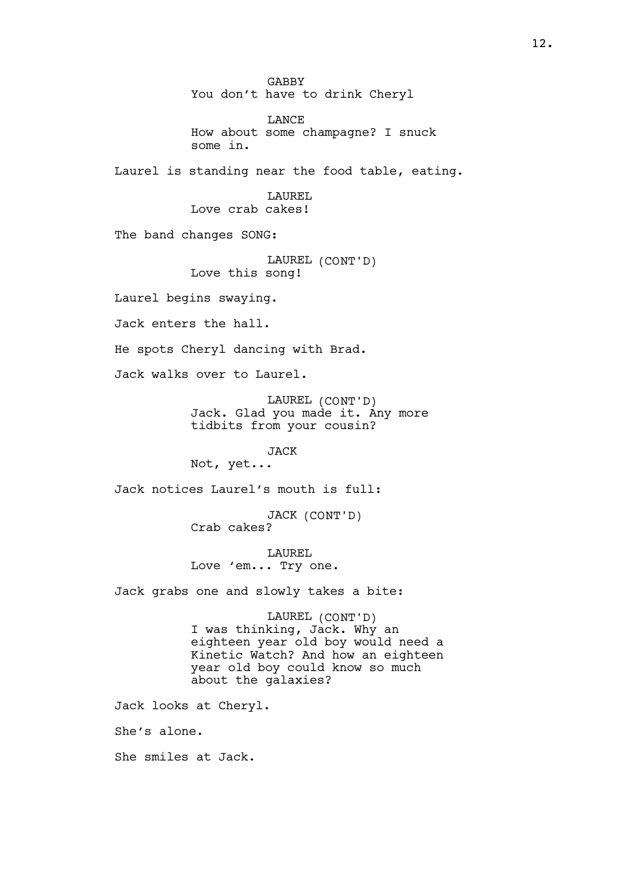GABBY
You don't have to drink Cheryl

LANCE
How about some champagne? I snuck some in.

Laurel is standing near the food table, eating.

LAUREL
Love crab cakes!

The band changes SONG:

LAUREL (CONT'D)
Love this song!

Laurel begins swaying.

Jack enters the hall.

He spots Cheryl dancing with Brad.

Jack walks over to Laurel.

LAUREL (CONT'D)
Jack. Glad you made it. Any more tidbits from your cousin?

JACK
Not, yet...

Jack notices Laurel's mouth is full:

JACK (CONT'D)
Crab cakes?

LAUREL
Love 'em... Try one.

Jack grabs one and slowly takes a bite:

LAUREL (CONT'D)
I was thinking, Jack. Why an eighteen year old boy would need a Kinetic Watch? And how an eighteen year old boy could know so much about the galaxies?

Jack looks at Cheryl.

She's alone.

She smiles at Jack.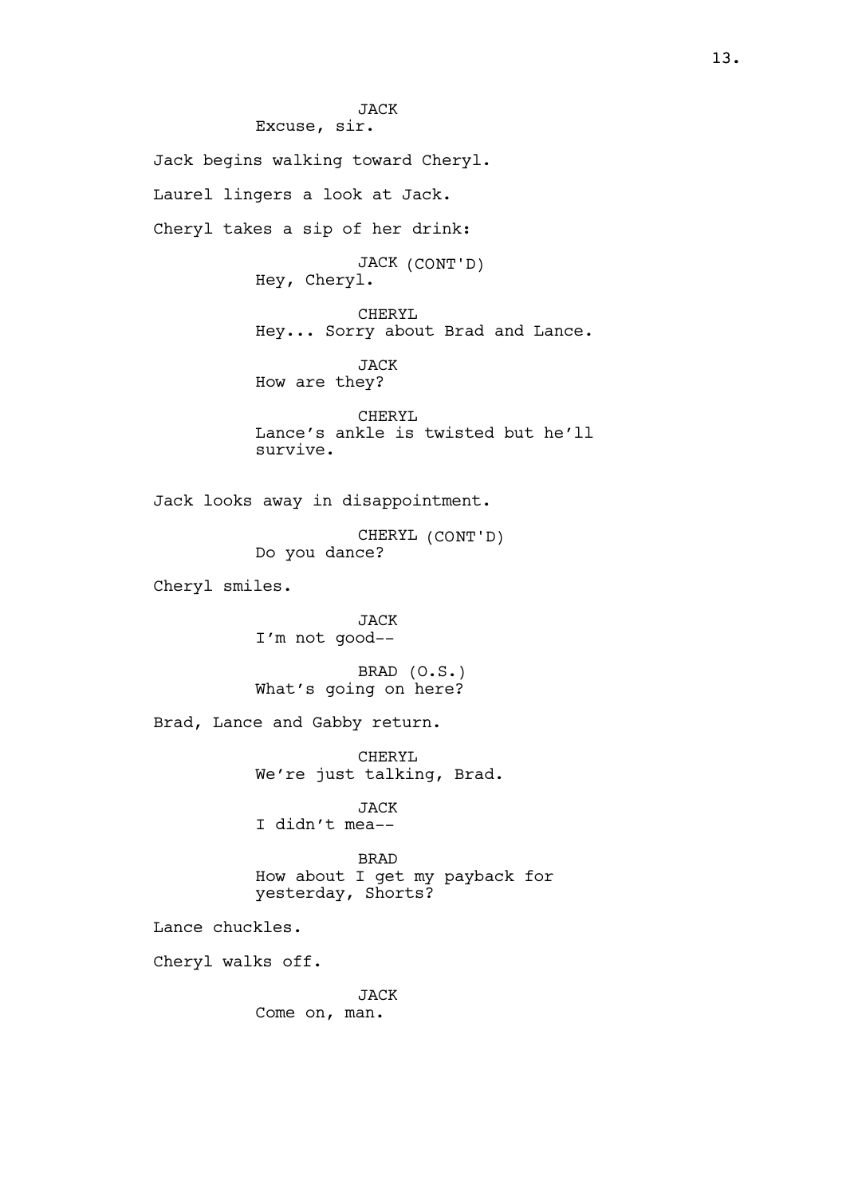JACK
Excuse, sir.

Jack begins walking toward Cheryl.

Laurel lingers a look at Jack.

Cheryl takes a sip of her drink:

JACK (CONT'D)
Hey, Cheryl.

CHERYL
Hey... Sorry about Brad and Lance.

JACK
How are they?

CHERYL
Lance's ankle is twisted but he'll survive.

Jack looks away in disappointment.

CHERYL (CONT'D)
Do you dance?

Cheryl smiles.

JACK
I'm not good--

BRAD (O.S.)
What's going on here?

Brad, Lance and Gabby return.

CHERYL
We're just talking, Brad.

JACK
I didn't mea--

BRAD
How about I get my payback for yesterday, Shorts?

Lance chuckles.

Cheryl walks off.

JACK
Come on, man.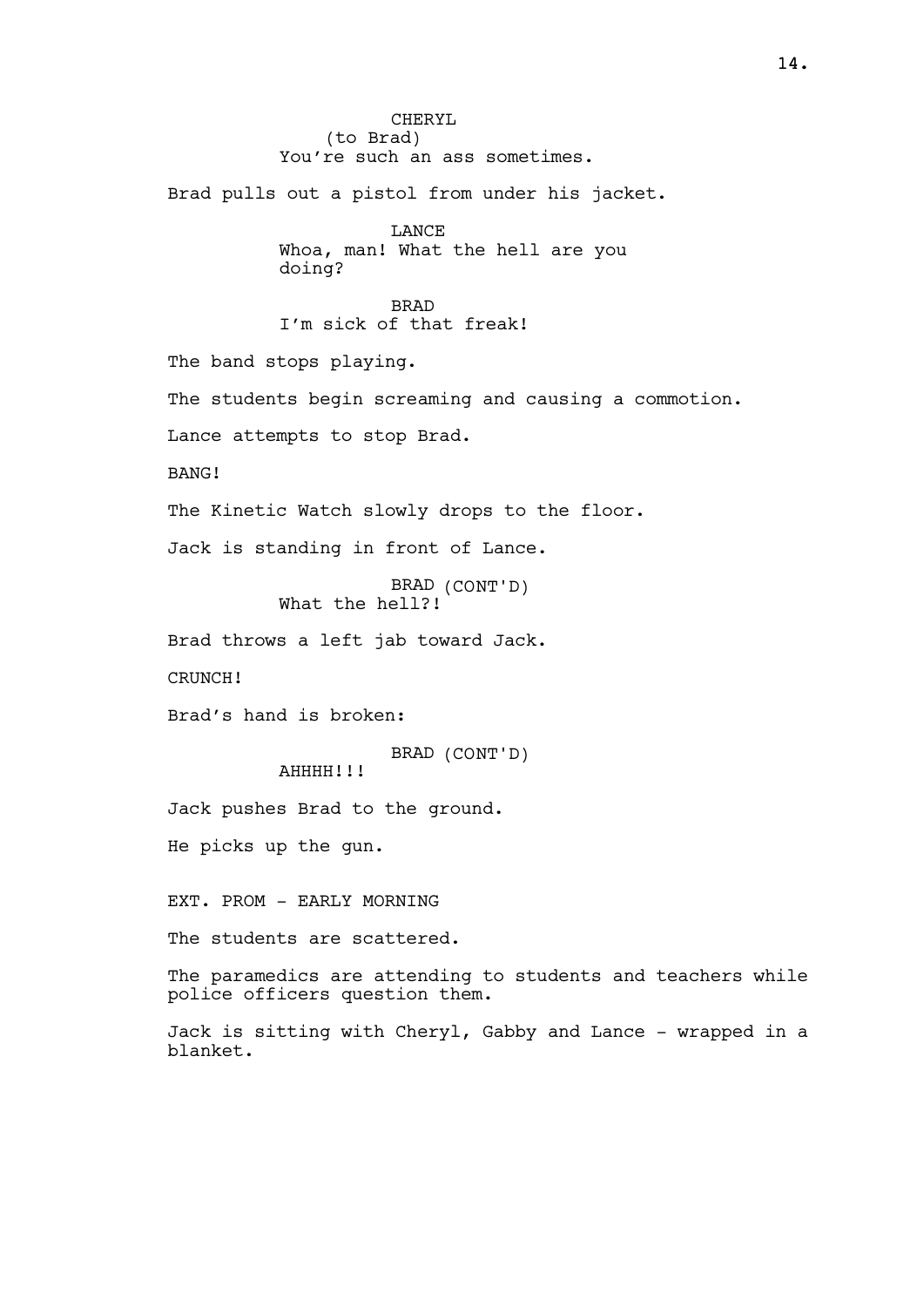CHERYL
(to Brad)
You're such an ass sometimes.

Brad pulls out a pistol from under his jacket.

LANCE
Whoa, man! What the hell are you doing?

BRAD
I'm sick of that freak!

The band stops playing.

The students begin screaming and causing a commotion.

Lance attempts to stop Brad.

BANG!

The Kinetic Watch slowly drops to the floor.

Jack is standing in front of Lance.

BRAD (CONT'D)
What the hell?!

Brad throws a left jab toward Jack.

CRUNCH!

Brad's hand is broken:

BRAD (CONT'D)
AHHHH!!!

Jack pushes Brad to the ground.

He picks up the gun.

EXT. PROM - EARLY MORNING

The students are scattered.

The paramedics are attending to students and teachers while police officers question them.

Jack is sitting with Cheryl, Gabby and Lance - wrapped in a blanket.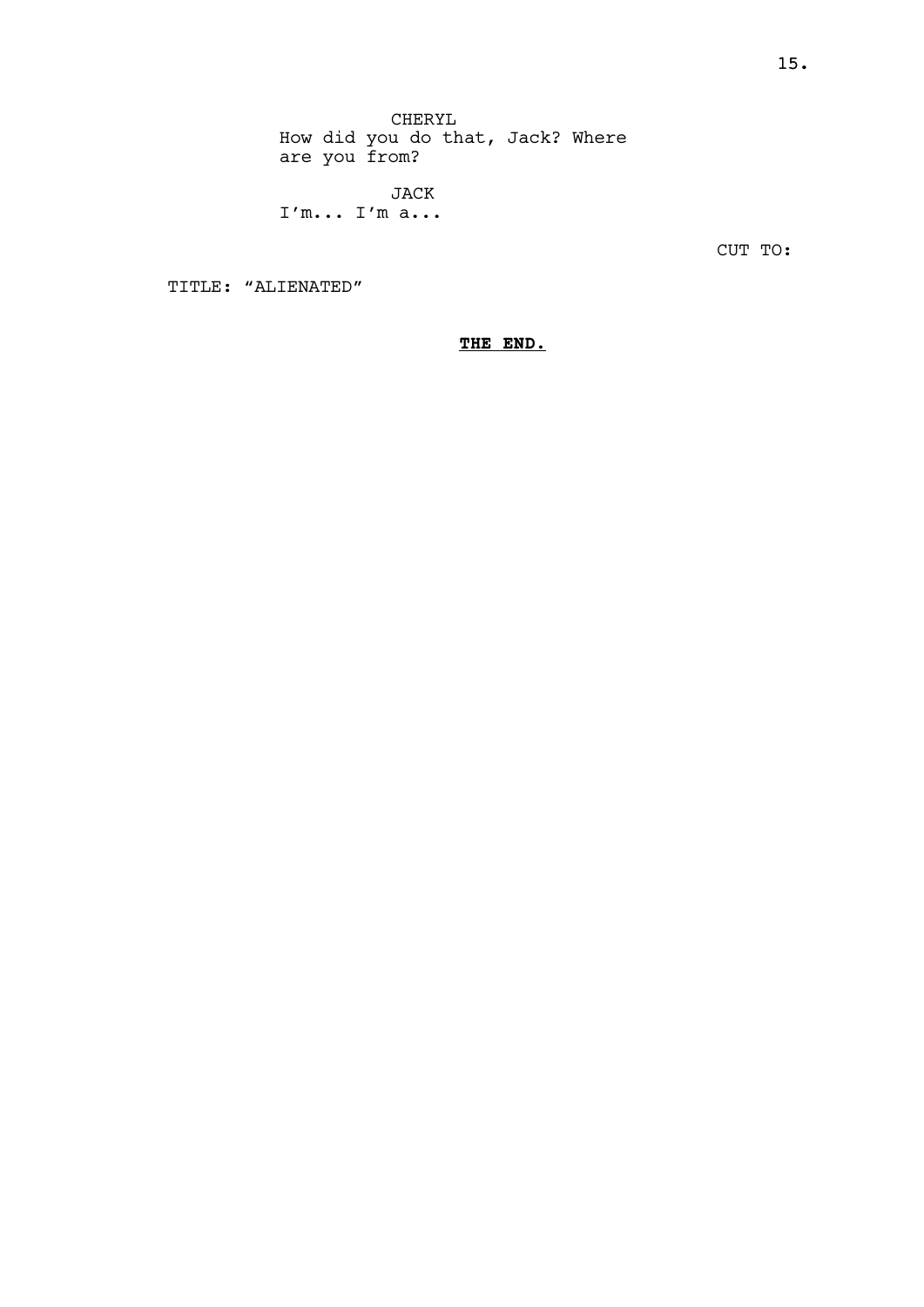CHERYL
How did you do that, Jack? Where are you from?

JACK
I'm... I'm a...

CUT TO:

TITLE: "ALIENATED"

**THE END.**